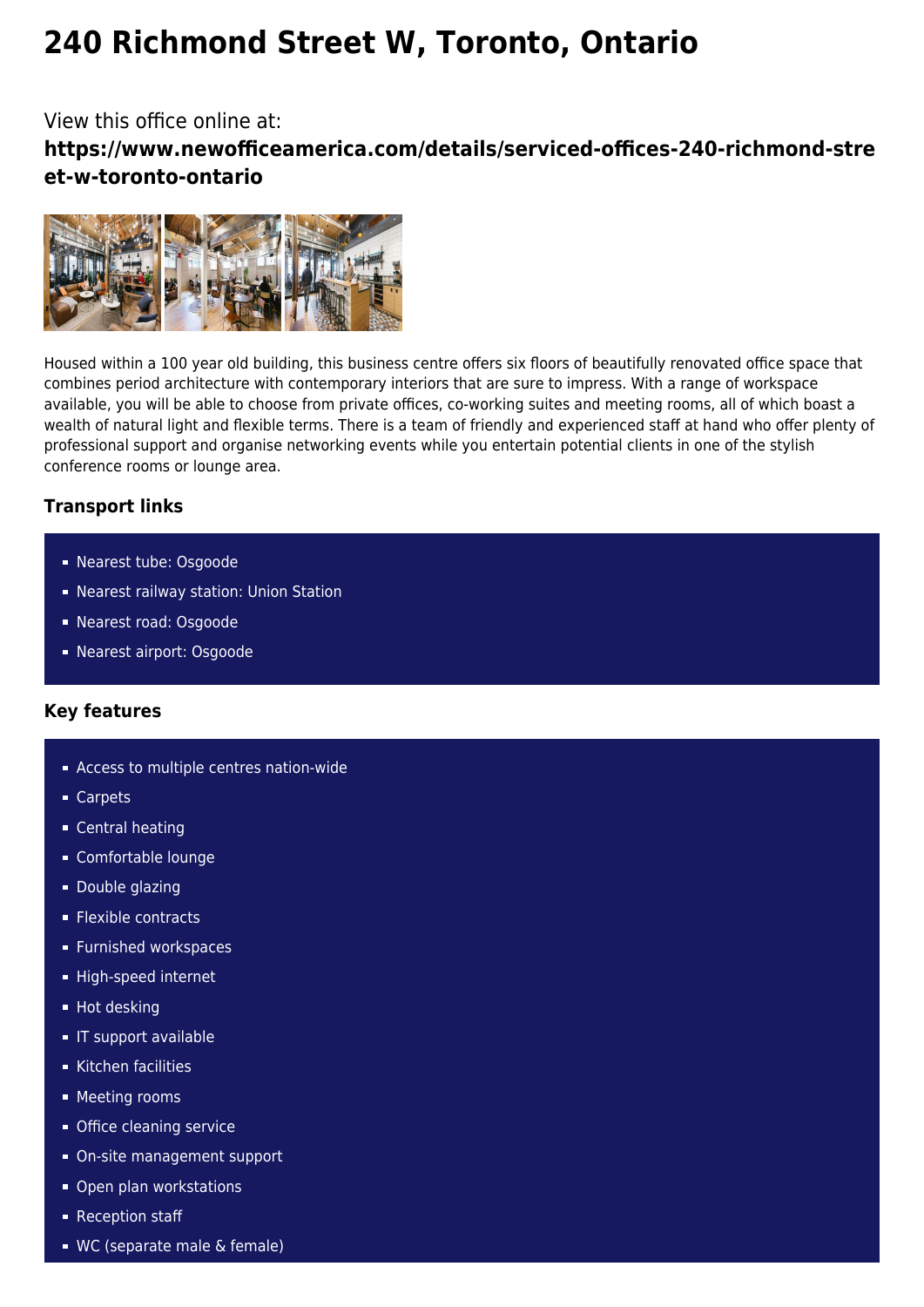# 240 Richmond Street W, Toronto, Ontario

View this office online at:

**https://www.newofficeamerica.com/details/serviced-offices-240-richmond-street-w-toronto-ontario**

Housed within a 100 year old building, this business centre offers six floors of beautifully renovated office space that combines period architecture with contemporary interiors that are sure to impress. With a range of workspace available, you will be able to choose from private offices, co-working suites and meeting rooms, all of which boast a wealth of natural light and flexible terms. There is a team of friendly and experienced staff at hand who offer plenty of professional support and organise networking events while you entertain potential clients in one of the stylish conference rooms or lounge area.

### Transport links

- Nearest tube: Osgoode
- Nearest railway station: Union Station
- Nearest road: Osgoode
- Nearest airport: Osgoode

### Key features

- Access to multiple centres nation-wide
- Carpets
- Central heating
- Comfortable lounge
- Double glazing
- Flexible contracts
- Furnished workspaces
- High-speed internet
- Hot desking
- IT support available
- Kitchen facilities
- Meeting rooms
- Office cleaning service
- On-site management support
- Open plan workstations
- Reception staff
- WC (separate male & female)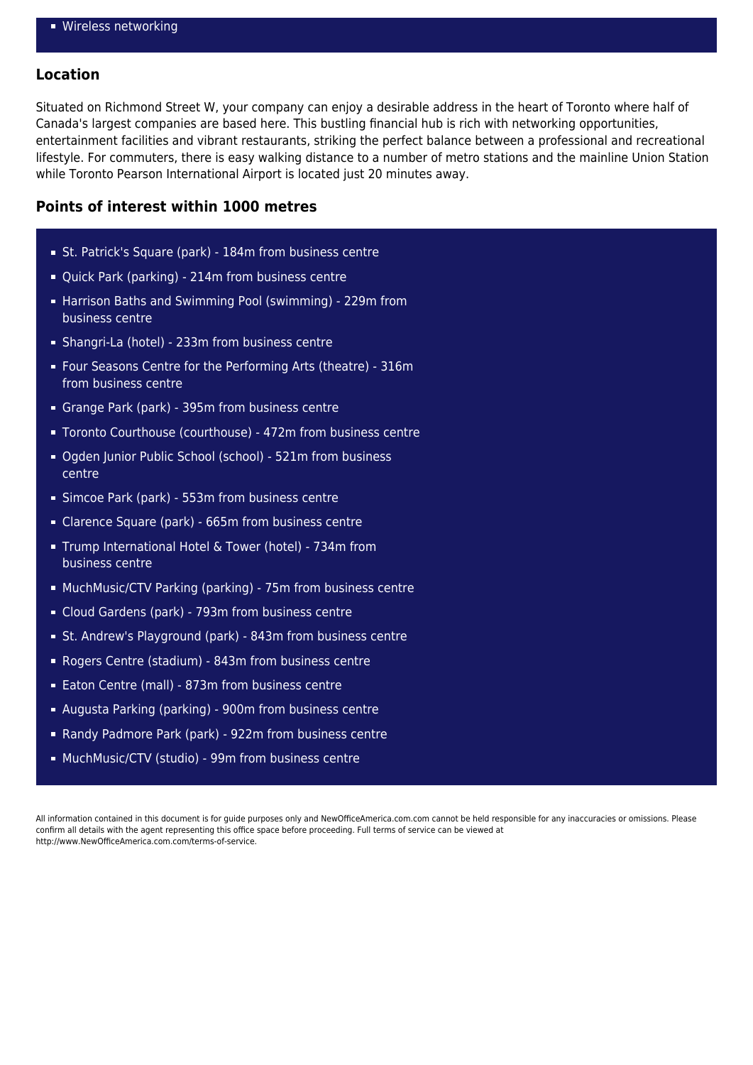- Wireless networking

## Location

Situated on Richmond Street W, your company can enjoy a desirable address in the heart of Toronto where half of Canada's largest companies are based here. This bustling financial hub is rich with networking opportunities, entertainment facilities and vibrant restaurants, striking the perfect balance between a professional and recreational lifestyle. For commuters, there is easy walking distance to a number of metro stations and the mainline Union Station while Toronto Pearson International Airport is located just 20 minutes away.

## Points of interest within 1000 metres

- St. Patrick's Square (park) - 184m from business centre
- Quick Park (parking) - 214m from business centre
- Harrison Baths and Swimming Pool (swimming) - 229m from business centre
- Shangri-La (hotel) - 233m from business centre
- Four Seasons Centre for the Performing Arts (theatre) - 316m from business centre
- Grange Park (park) - 395m from business centre
- Toronto Courthouse (courthouse) - 472m from business centre
- Ogden Junior Public School (school) - 521m from business centre
- Simcoe Park (park) - 553m from business centre
- Clarence Square (park) - 665m from business centre
- Trump International Hotel & Tower (hotel) - 734m from business centre
- MuchMusic/CTV Parking (parking) - 75m from business centre
- Cloud Gardens (park) - 793m from business centre
- St. Andrew's Playground (park) - 843m from business centre
- Rogers Centre (stadium) - 843m from business centre
- Eaton Centre (mall) - 873m from business centre
- Augusta Parking (parking) - 900m from business centre
- Randy Padmore Park (park) - 922m from business centre
- MuchMusic/CTV (studio) - 99m from business centre

All information contained in this document is for guide purposes only and NewOfficeAmerica.com.com cannot be held responsible for any inaccuracies or omissions. Please confirm all details with the agent representing this office space before proceeding. Full terms of service can be viewed at http://www.NewOfficeAmerica.com.com/terms-of-service.